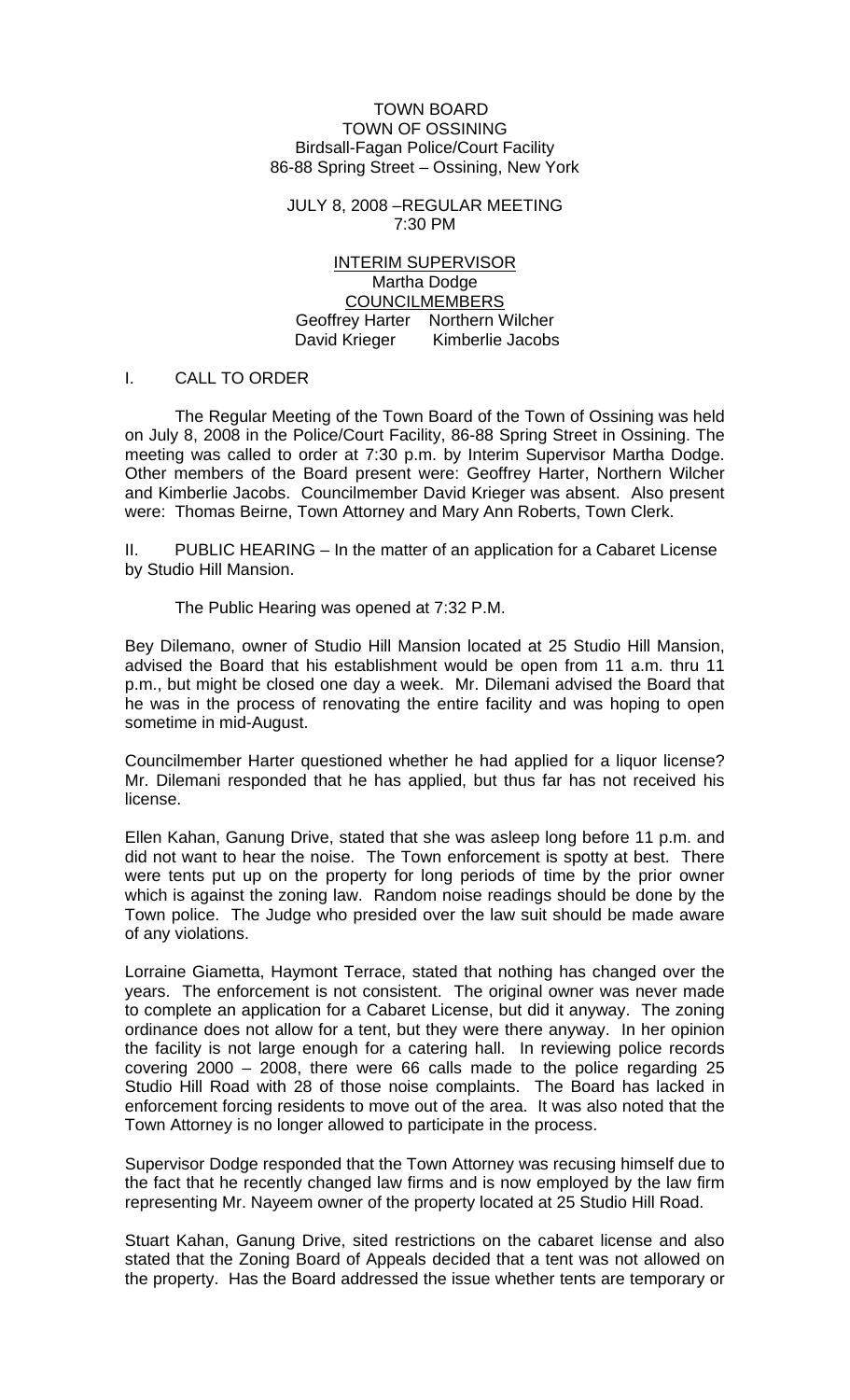TOWN BOARD
TOWN OF OSSINING
Birdsall-Fagan Police/Court Facility
86-88 Spring Street – Ossining, New York

JULY 8, 2008 –REGULAR MEETING
7:30 PM

INTERIM SUPERVISOR
Martha Dodge
COUNCILMEMBERS
Geoffrey Harter Northern Wilcher
David Krieger Kimberlie Jacobs

I. CALL TO ORDER

The Regular Meeting of the Town Board of the Town of Ossining was held on July 8, 2008 in the Police/Court Facility, 86-88 Spring Street in Ossining. The meeting was called to order at 7:30 p.m. by Interim Supervisor Martha Dodge. Other members of the Board present were: Geoffrey Harter, Northern Wilcher and Kimberlie Jacobs. Councilmember David Krieger was absent. Also present were: Thomas Beirne, Town Attorney and Mary Ann Roberts, Town Clerk.

II. PUBLIC HEARING – In the matter of an application for a Cabaret License by Studio Hill Mansion.

The Public Hearing was opened at 7:32 P.M.

Bey Dilemano, owner of Studio Hill Mansion located at 25 Studio Hill Mansion, advised the Board that his establishment would be open from 11 a.m. thru 11 p.m., but might be closed one day a week. Mr. Dilemani advised the Board that he was in the process of renovating the entire facility and was hoping to open sometime in mid-August.

Councilmember Harter questioned whether he had applied for a liquor license? Mr. Dilemani responded that he has applied, but thus far has not received his license.

Ellen Kahan, Ganung Drive, stated that she was asleep long before 11 p.m. and did not want to hear the noise. The Town enforcement is spotty at best. There were tents put up on the property for long periods of time by the prior owner which is against the zoning law. Random noise readings should be done by the Town police. The Judge who presided over the law suit should be made aware of any violations.

Lorraine Giametta, Haymont Terrace, stated that nothing has changed over the years. The enforcement is not consistent. The original owner was never made to complete an application for a Cabaret License, but did it anyway. The zoning ordinance does not allow for a tent, but they were there anyway. In her opinion the facility is not large enough for a catering hall. In reviewing police records covering 2000 – 2008, there were 66 calls made to the police regarding 25 Studio Hill Road with 28 of those noise complaints. The Board has lacked in enforcement forcing residents to move out of the area. It was also noted that the Town Attorney is no longer allowed to participate in the process.

Supervisor Dodge responded that the Town Attorney was recusing himself due to the fact that he recently changed law firms and is now employed by the law firm representing Mr. Nayeem owner of the property located at 25 Studio Hill Road.

Stuart Kahan, Ganung Drive, sited restrictions on the cabaret license and also stated that the Zoning Board of Appeals decided that a tent was not allowed on the property. Has the Board addressed the issue whether tents are temporary or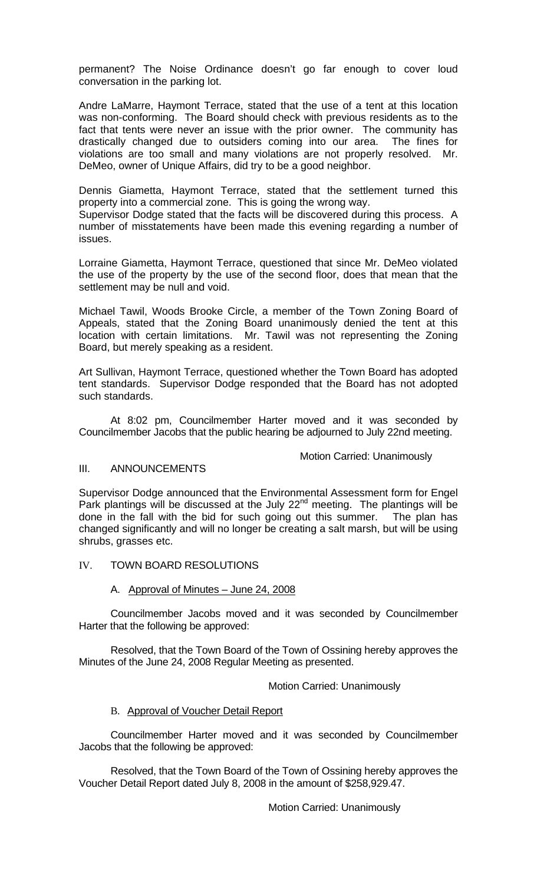permanent? The Noise Ordinance doesn't go far enough to cover loud conversation in the parking lot.

Andre LaMarre, Haymont Terrace, stated that the use of a tent at this location was non-conforming. The Board should check with previous residents as to the fact that tents were never an issue with the prior owner. The community has drastically changed due to outsiders coming into our area. The fines for violations are too small and many violations are not properly resolved. Mr. DeMeo, owner of Unique Affairs, did try to be a good neighbor.

Dennis Giametta, Haymont Terrace, stated that the settlement turned this property into a commercial zone. This is going the wrong way.

Supervisor Dodge stated that the facts will be discovered during this process. A number of misstatements have been made this evening regarding a number of issues.

Lorraine Giametta, Haymont Terrace, questioned that since Mr. DeMeo violated the use of the property by the use of the second floor, does that mean that the settlement may be null and void.

Michael Tawil, Woods Brooke Circle, a member of the Town Zoning Board of Appeals, stated that the Zoning Board unanimously denied the tent at this location with certain limitations. Mr. Tawil was not representing the Zoning Board, but merely speaking as a resident.

Art Sullivan, Haymont Terrace, questioned whether the Town Board has adopted tent standards. Supervisor Dodge responded that the Board has not adopted such standards.

At 8:02 pm, Councilmember Harter moved and it was seconded by Councilmember Jacobs that the public hearing be adjourned to July 22nd meeting.

Motion Carried: Unanimously

## III. ANNOUNCEMENTS

Supervisor Dodge announced that the Environmental Assessment form for Engel Park plantings will be discussed at the July 22nd meeting. The plantings will be done in the fall with the bid for such going out this summer. The plan has changed significantly and will no longer be creating a salt marsh, but will be using shrubs, grasses etc.

## IV. TOWN BOARD RESOLUTIONS

### A. Approval of Minutes – June 24, 2008

Councilmember Jacobs moved and it was seconded by Councilmember Harter that the following be approved:

Resolved, that the Town Board of the Town of Ossining hereby approves the Minutes of the June 24, 2008 Regular Meeting as presented.

Motion Carried: Unanimously

### B. Approval of Voucher Detail Report

Councilmember Harter moved and it was seconded by Councilmember Jacobs that the following be approved:

Resolved, that the Town Board of the Town of Ossining hereby approves the Voucher Detail Report dated July 8, 2008 in the amount of $258,929.47.

Motion Carried: Unanimously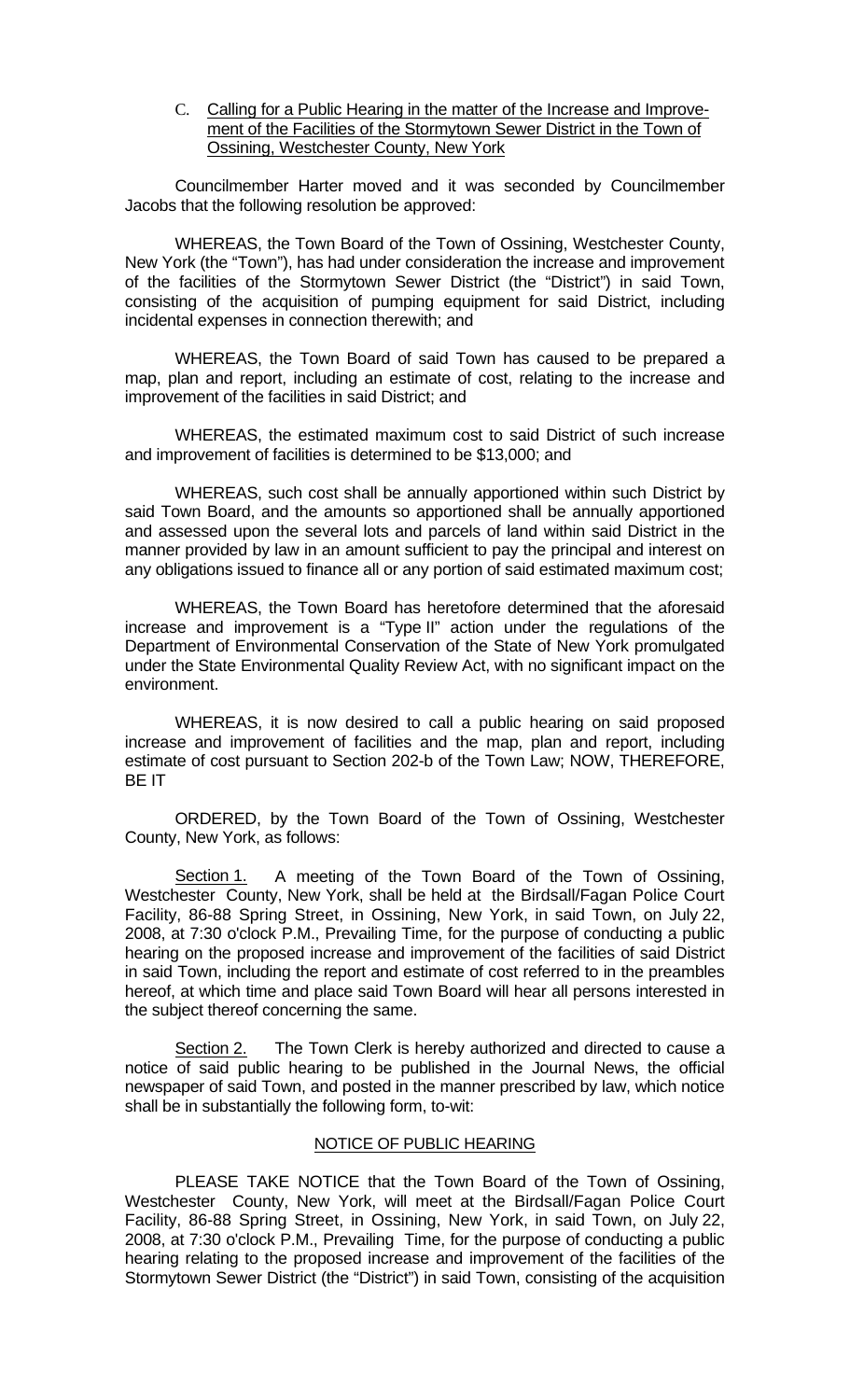C. Calling for a Public Hearing in the matter of the Increase and Improvement of the Facilities of the Stormytown Sewer District in the Town of Ossining, Westchester County, New York

Councilmember Harter moved and it was seconded by Councilmember Jacobs that the following resolution be approved:

WHEREAS, the Town Board of the Town of Ossining, Westchester County, New York (the "Town"), has had under consideration the increase and improvement of the facilities of the Stormytown Sewer District (the "District") in said Town, consisting of the acquisition of pumping equipment for said District, including incidental expenses in connection therewith; and

WHEREAS, the Town Board of said Town has caused to be prepared a map, plan and report, including an estimate of cost, relating to the increase and improvement of the facilities in said District; and

WHEREAS, the estimated maximum cost to said District of such increase and improvement of facilities is determined to be $13,000; and

WHEREAS, such cost shall be annually apportioned within such District by said Town Board, and the amounts so apportioned shall be annually apportioned and assessed upon the several lots and parcels of land within said District in the manner provided by law in an amount sufficient to pay the principal and interest on any obligations issued to finance all or any portion of said estimated maximum cost;

WHEREAS, the Town Board has heretofore determined that the aforesaid increase and improvement is a "Type II" action under the regulations of the Department of Environmental Conservation of the State of New York promulgated under the State Environmental Quality Review Act, with no significant impact on the environment.

WHEREAS, it is now desired to call a public hearing on said proposed increase and improvement of facilities and the map, plan and report, including estimate of cost pursuant to Section 202-b of the Town Law; NOW, THEREFORE, BE IT

ORDERED, by the Town Board of the Town of Ossining, Westchester County, New York, as follows:

Section 1. A meeting of the Town Board of the Town of Ossining, Westchester County, New York, shall be held at the Birdsall/Fagan Police Court Facility, 86-88 Spring Street, in Ossining, New York, in said Town, on July 22, 2008, at 7:30 o'clock P.M., Prevailing Time, for the purpose of conducting a public hearing on the proposed increase and improvement of the facilities of said District in said Town, including the report and estimate of cost referred to in the preambles hereof, at which time and place said Town Board will hear all persons interested in the subject thereof concerning the same.

Section 2. The Town Clerk is hereby authorized and directed to cause a notice of said public hearing to be published in the Journal News, the official newspaper of said Town, and posted in the manner prescribed by law, which notice shall be in substantially the following form, to-wit:

NOTICE OF PUBLIC HEARING

PLEASE TAKE NOTICE that the Town Board of the Town of Ossining, Westchester County, New York, will meet at the Birdsall/Fagan Police Court Facility, 86-88 Spring Street, in Ossining, New York, in said Town, on July 22, 2008, at 7:30 o'clock P.M., Prevailing Time, for the purpose of conducting a public hearing relating to the proposed increase and improvement of the facilities of the Stormytown Sewer District (the "District") in said Town, consisting of the acquisition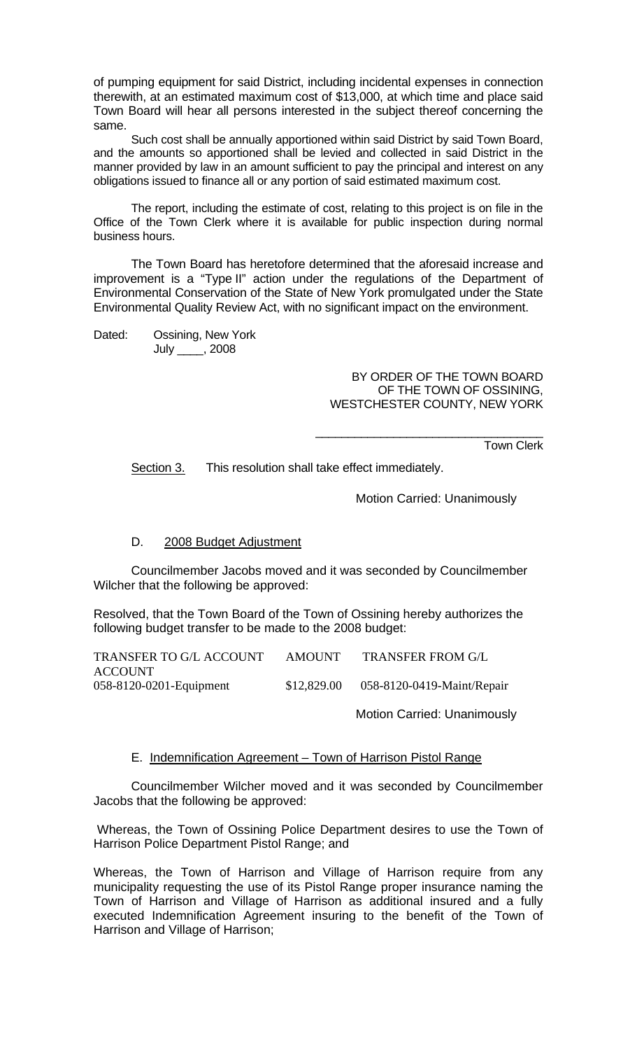of pumping equipment for said District, including incidental expenses in connection therewith, at an estimated maximum cost of $13,000, at which time and place said Town Board will hear all persons interested in the subject thereof concerning the same.

Such cost shall be annually apportioned within said District by said Town Board, and the amounts so apportioned shall be levied and collected in said District in the manner provided by law in an amount sufficient to pay the principal and interest on any obligations issued to finance all or any portion of said estimated maximum cost.

The report, including the estimate of cost, relating to this project is on file in the Office of the Town Clerk where it is available for public inspection during normal business hours.

The Town Board has heretofore determined that the aforesaid increase and improvement is a "Type II" action under the regulations of the Department of Environmental Conservation of the State of New York promulgated under the State Environmental Quality Review Act, with no significant impact on the environment.

Dated: Ossining, New York
July ____, 2008

BY ORDER OF THE TOWN BOARD
OF THE TOWN OF OSSINING,
WESTCHESTER COUNTY, NEW YORK

_________________________________
Town Clerk

Section 3. This resolution shall take effect immediately.

Motion Carried: Unanimously

D. 2008 Budget Adjustment

Councilmember Jacobs moved and it was seconded by Councilmember Wilcher that the following be approved:

Resolved, that the Town Board of the Town of Ossining hereby authorizes the following budget transfer to be made to the 2008 budget:

| TRANSFER TO G/L ACCOUNT | AMOUNT | TRANSFER FROM G/L ACCOUNT |
|---|---|---|
| 058-8120-0201-Equipment | $12,829.00 | 058-8120-0419-Maint/Repair |

Motion Carried: Unanimously

E. Indemnification Agreement – Town of Harrison Pistol Range

Councilmember Wilcher moved and it was seconded by Councilmember Jacobs that the following be approved:

Whereas, the Town of Ossining Police Department desires to use the Town of Harrison Police Department Pistol Range; and

Whereas, the Town of Harrison and Village of Harrison require from any municipality requesting the use of its Pistol Range proper insurance naming the Town of Harrison and Village of Harrison as additional insured and a fully executed Indemnification Agreement insuring to the benefit of the Town of Harrison and Village of Harrison;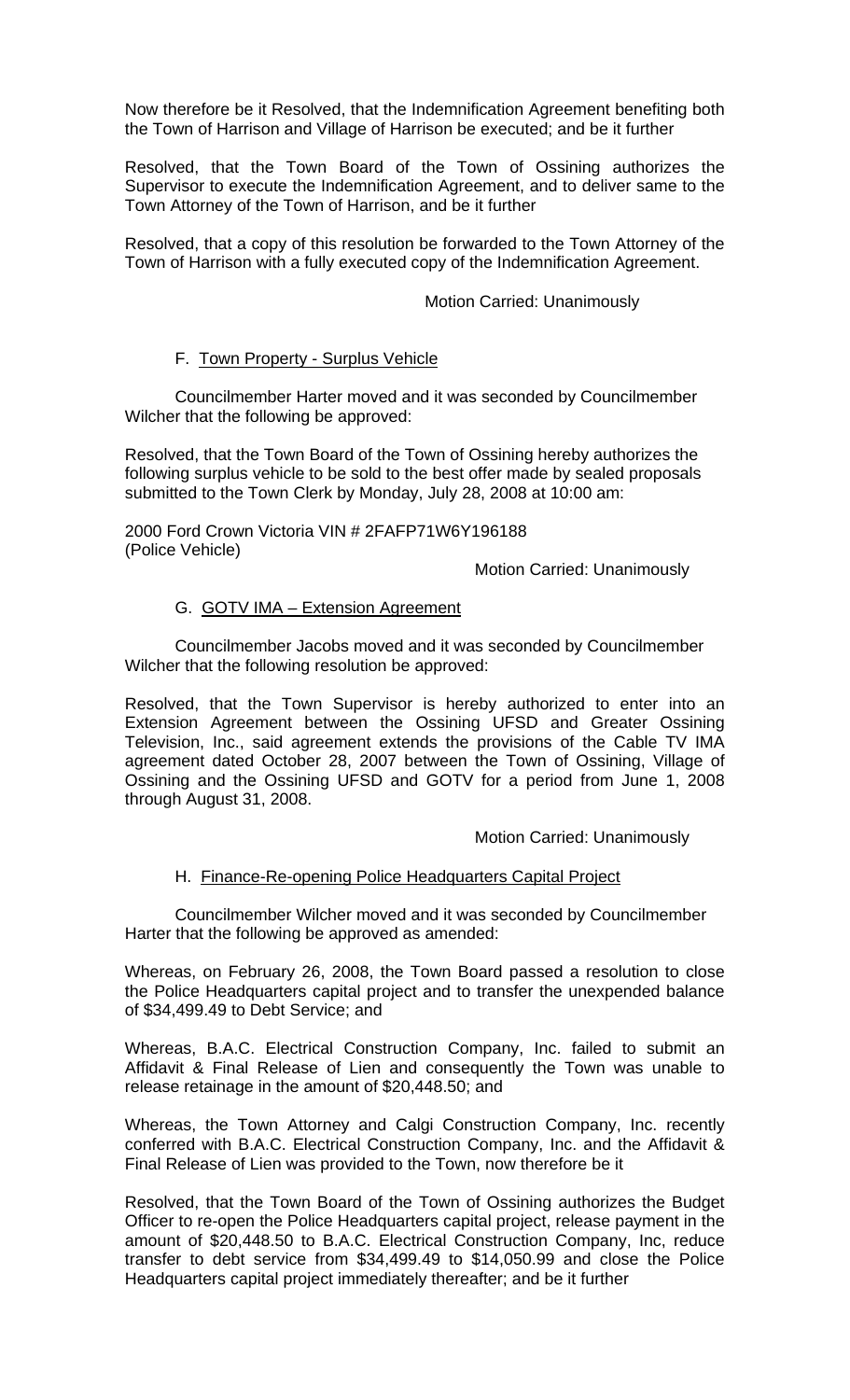Now therefore be it Resolved, that the Indemnification Agreement benefiting both the Town of Harrison and Village of Harrison be executed; and be it further

Resolved, that the Town Board of the Town of Ossining authorizes the Supervisor to execute the Indemnification Agreement, and to deliver same to the Town Attorney of the Town of Harrison, and be it further

Resolved, that a copy of this resolution be forwarded to the Town Attorney of the Town of Harrison with a fully executed copy of the Indemnification Agreement.

Motion Carried: Unanimously

F. Town Property - Surplus Vehicle

Councilmember Harter moved and it was seconded by Councilmember Wilcher that the following be approved:

Resolved, that the Town Board of the Town of Ossining hereby authorizes the following surplus vehicle to be sold to the best offer made by sealed proposals submitted to the Town Clerk by Monday, July 28, 2008 at 10:00 am:

2000 Ford Crown Victoria VIN # 2FAFP71W6Y196188
(Police Vehicle)

Motion Carried: Unanimously

G. GOTV IMA – Extension Agreement

Councilmember Jacobs moved and it was seconded by Councilmember Wilcher that the following resolution be approved:

Resolved, that the Town Supervisor is hereby authorized to enter into an Extension Agreement between the Ossining UFSD and Greater Ossining Television, Inc., said agreement extends the provisions of the Cable TV IMA agreement dated October 28, 2007 between the Town of Ossining, Village of Ossining and the Ossining UFSD and GOTV for a period from June 1, 2008 through August 31, 2008.

Motion Carried: Unanimously

H. Finance-Re-opening Police Headquarters Capital Project

Councilmember Wilcher moved and it was seconded by Councilmember Harter that the following be approved as amended:

Whereas, on February 26, 2008, the Town Board passed a resolution to close the Police Headquarters capital project and to transfer the unexpended balance of $34,499.49 to Debt Service; and

Whereas, B.A.C. Electrical Construction Company, Inc. failed to submit an Affidavit & Final Release of Lien and consequently the Town was unable to release retainage in the amount of $20,448.50; and

Whereas, the Town Attorney and Calgi Construction Company, Inc. recently conferred with B.A.C. Electrical Construction Company, Inc. and the Affidavit & Final Release of Lien was provided to the Town, now therefore be it

Resolved, that the Town Board of the Town of Ossining authorizes the Budget Officer to re-open the Police Headquarters capital project, release payment in the amount of $20,448.50 to B.A.C. Electrical Construction Company, Inc, reduce transfer to debt service from $34,499.49 to $14,050.99 and close the Police Headquarters capital project immediately thereafter; and be it further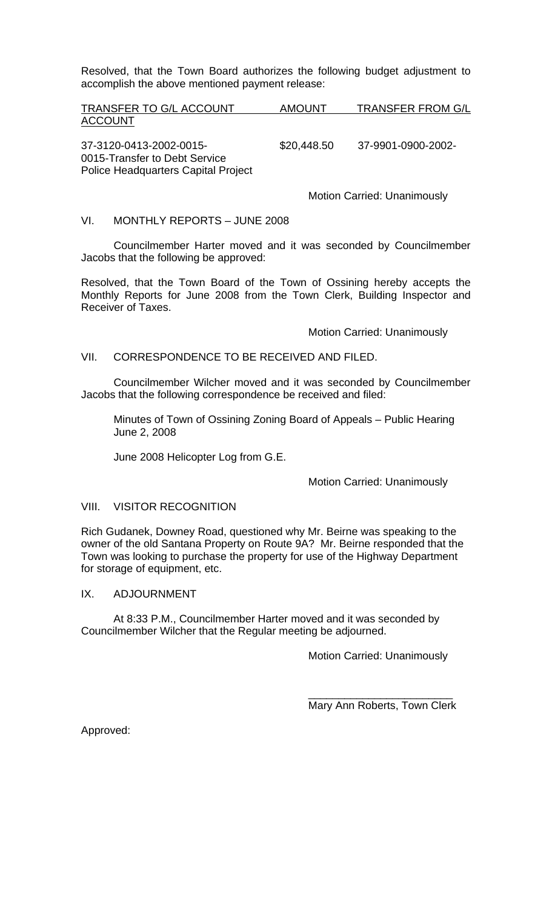Resolved, that the Town Board authorizes the following budget adjustment to accomplish the above mentioned payment release:

| TRANSFER TO G/L ACCOUNT | AMOUNT | TRANSFER FROM G/L ACCOUNT |
|---|---|---|
| 37-3120-0413-2002-0015-0015-Transfer to Debt Service Police Headquarters Capital Project | $20,448.50 | 37-9901-0900-2002- |

Motion Carried: Unanimously

VI. MONTHLY REPORTS – JUNE 2008

Councilmember Harter moved and it was seconded by Councilmember Jacobs that the following be approved:

Resolved, that the Town Board of the Town of Ossining hereby accepts the Monthly Reports for June 2008 from the Town Clerk, Building Inspector and Receiver of Taxes.

Motion Carried: Unanimously

VII. CORRESPONDENCE TO BE RECEIVED AND FILED.

Councilmember Wilcher moved and it was seconded by Councilmember Jacobs that the following correspondence be received and filed:

Minutes of Town of Ossining Zoning Board of Appeals – Public Hearing June 2, 2008

June 2008 Helicopter Log from G.E.

Motion Carried: Unanimously

VIII. VISITOR RECOGNITION

Rich Gudanek, Downey Road, questioned why Mr. Beirne was speaking to the owner of the old Santana Property on Route 9A? Mr. Beirne responded that the Town was looking to purchase the property for use of the Highway Department for storage of equipment, etc.

IX. ADJOURNMENT

At 8:33 P.M., Councilmember Harter moved and it was seconded by Councilmember Wilcher that the Regular meeting be adjourned.

Motion Carried: Unanimously

\_\_\_\_\_\_\_\_\_\_\_\_\_\_\_\_\_\_\_\_\_\_\_\_

Mary Ann Roberts, Town Clerk

Approved: